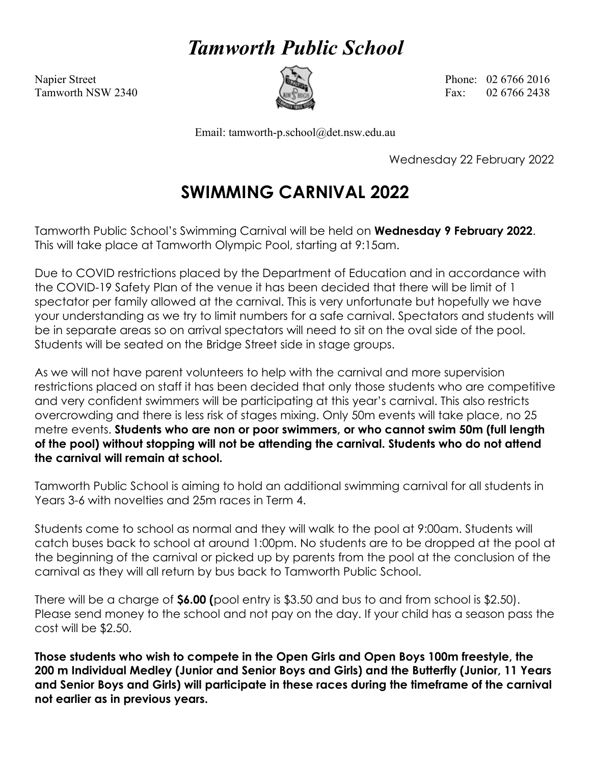# *Tamworth Public School*

Napier Street
Tamworth NSW 2340

Phone: 02 6766 2016
Fax: 02 6766 2438

Email: tamworth-p.school@det.nsw.edu.au

Wednesday 22 February 2022

## SWIMMING CARNIVAL 2022

Tamworth Public School's Swimming Carnival will be held on **Wednesday 9 February 2022**. This will take place at Tamworth Olympic Pool, starting at 9:15am.

Due to COVID restrictions placed by the Department of Education and in accordance with the COVID-19 Safety Plan of the venue it has been decided that there will be limit of 1 spectator per family allowed at the carnival. This is very unfortunate but hopefully we have your understanding as we try to limit numbers for a safe carnival. Spectators and students will be in separate areas so on arrival spectators will need to sit on the oval side of the pool. Students will be seated on the Bridge Street side in stage groups.

As we will not have parent volunteers to help with the carnival and more supervision restrictions placed on staff it has been decided that only those students who are competitive and very confident swimmers will be participating at this year's carnival. This also restricts overcrowding and there is less risk of stages mixing. Only 50m events will take place, no 25 metre events. **Students who are non or poor swimmers, or who cannot swim 50m (full length of the pool) without stopping will not be attending the carnival. Students who do not attend the carnival will remain at school.**

Tamworth Public School is aiming to hold an additional swimming carnival for all students in Years 3-6 with novelties and 25m races in Term 4.

Students come to school as normal and they will walk to the pool at 9:00am. Students will catch buses back to school at around 1:00pm. No students are to be dropped at the pool at the beginning of the carnival or picked up by parents from the pool at the conclusion of the carnival as they will all return by bus back to Tamworth Public School.

There will be a charge of **$6.00 (**pool entry is $3.50 and bus to and from school is $2.50). Please send money to the school and not pay on the day. If your child has a season pass the cost will be $2.50.

**Those students who wish to compete in the Open Girls and Open Boys 100m freestyle, the 200 m Individual Medley (Junior and Senior Boys and Girls) and the Butterfly (Junior, 11 Years and Senior Boys and Girls) will participate in these races during the timeframe of the carnival not earlier as in previous years.**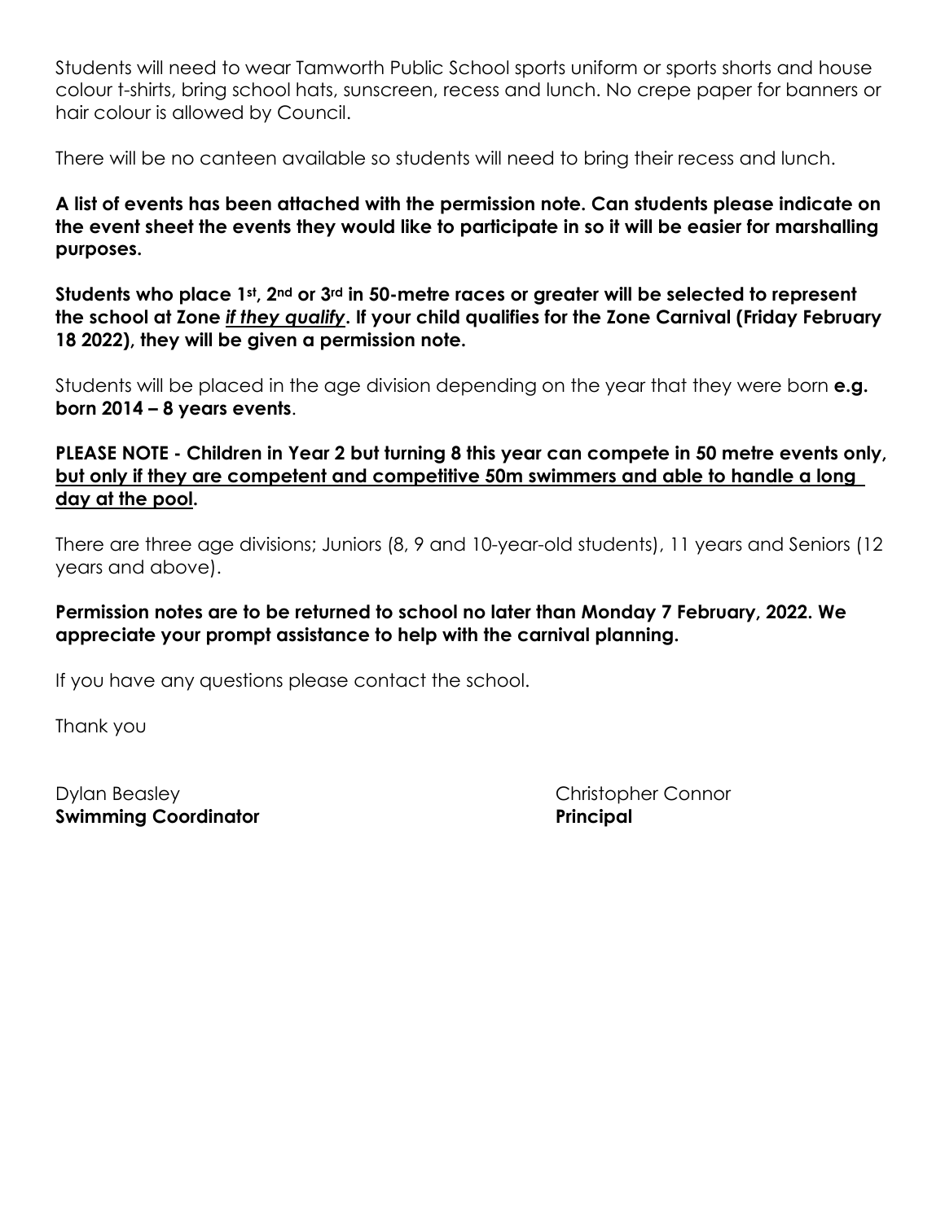Students will need to wear Tamworth Public School sports uniform or sports shorts and house colour t-shirts, bring school hats, sunscreen, recess and lunch. No crepe paper for banners or hair colour is allowed by Council.

There will be no canteen available so students will need to bring their recess and lunch.

**A list of events has been attached with the permission note. Can students please indicate on the event sheet the events they would like to participate in so it will be easier for marshalling purposes.**

**Students who place 1st, 2nd or 3rd in 50-metre races or greater will be selected to represent the school at Zone *<u>if they qualify</u>*. If your child qualifies for the Zone Carnival (Friday February 18 2022), they will be given a permission note.**

Students will be placed in the age division depending on the year that they were born **e.g. born 2014 – 8 years events**.

**PLEASE NOTE - Children in Year 2 but turning 8 this year can compete in 50 metre events only, <u>but only if they are competent and competitive 50m swimmers and able to handle a long day at the pool</u>.**

There are three age divisions; Juniors (8, 9 and 10-year-old students), 11 years and Seniors (12 years and above).

**Permission notes are to be returned to school no later than Monday 7 February, 2022. We appreciate your prompt assistance to help with the carnival planning.**

If you have any questions please contact the school.

Thank you

Dylan Beasley
**Swimming Coordinator**

Christopher Connor
**Principal**